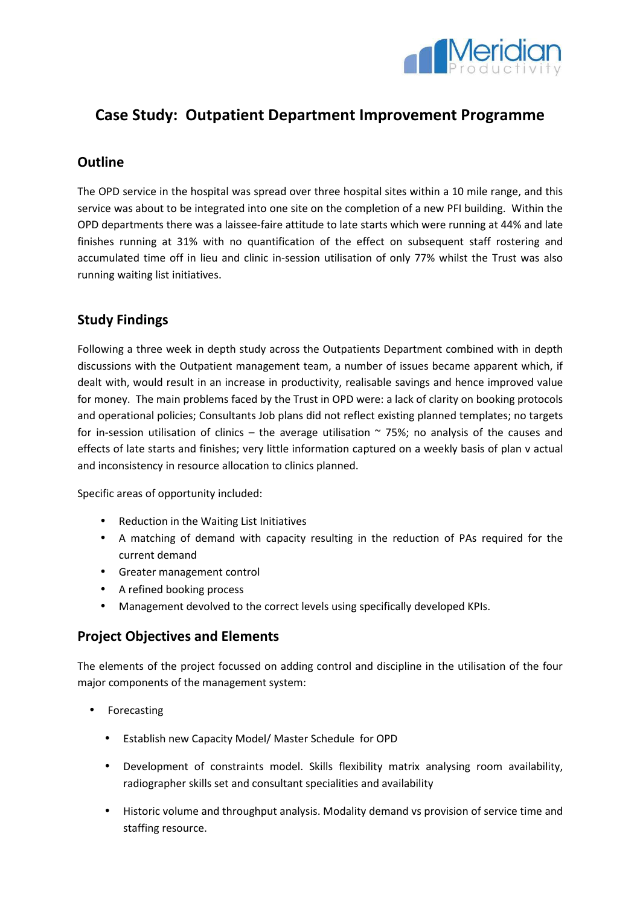# Case Study: Outpatient Department Improvement Programme

## Outline

The OPD service in the hospital was spread over three hospital sites within a 10 mile range, and this service was about to be integrated into one site on the completion of a new PFI building. Within the OPD departments there was a laissee-faire attitude to late starts which were running at 44% and late finishes running at 31% with no quantification of the effect on subsequent staff rostering and accumulated time off in lieu and clinic in-session utilisation of only 77% whilst the Trust was also running waiting list initiatives.

## Study Findings

Following a three week in depth study across the Outpatients Department combined with in depth discussions with the Outpatient management team, a number of issues became apparent which, if dealt with, would result in an increase in productivity, realisable savings and hence improved value for money. The main problems faced by the Trust in OPD were: a lack of clarity on booking protocols and operational policies; Consultants Job plans did not reflect existing planned templates; no targets for in-session utilisation of clinics – the average utilisation ~ 75%; no analysis of the causes and effects of late starts and finishes; very little information captured on a weekly basis of plan v actual and inconsistency in resource allocation to clinics planned.

Specific areas of opportunity included:

- Reduction in the Waiting List Initiatives
- A matching of demand with capacity resulting in the reduction of PAs required for the current demand
- Greater management control
- A refined booking process
- Management devolved to the correct levels using specifically developed KPIs.

## Project Objectives and Elements

The elements of the project focussed on adding control and discipline in the utilisation of the four major components of the management system:

- Forecasting
  - Establish new Capacity Model/ Master Schedule for OPD
  - Development of constraints model. Skills flexibility matrix analysing room availability, radiographer skills set and consultant specialities and availability
  - Historic volume and throughput analysis. Modality demand vs provision of service time and staffing resource.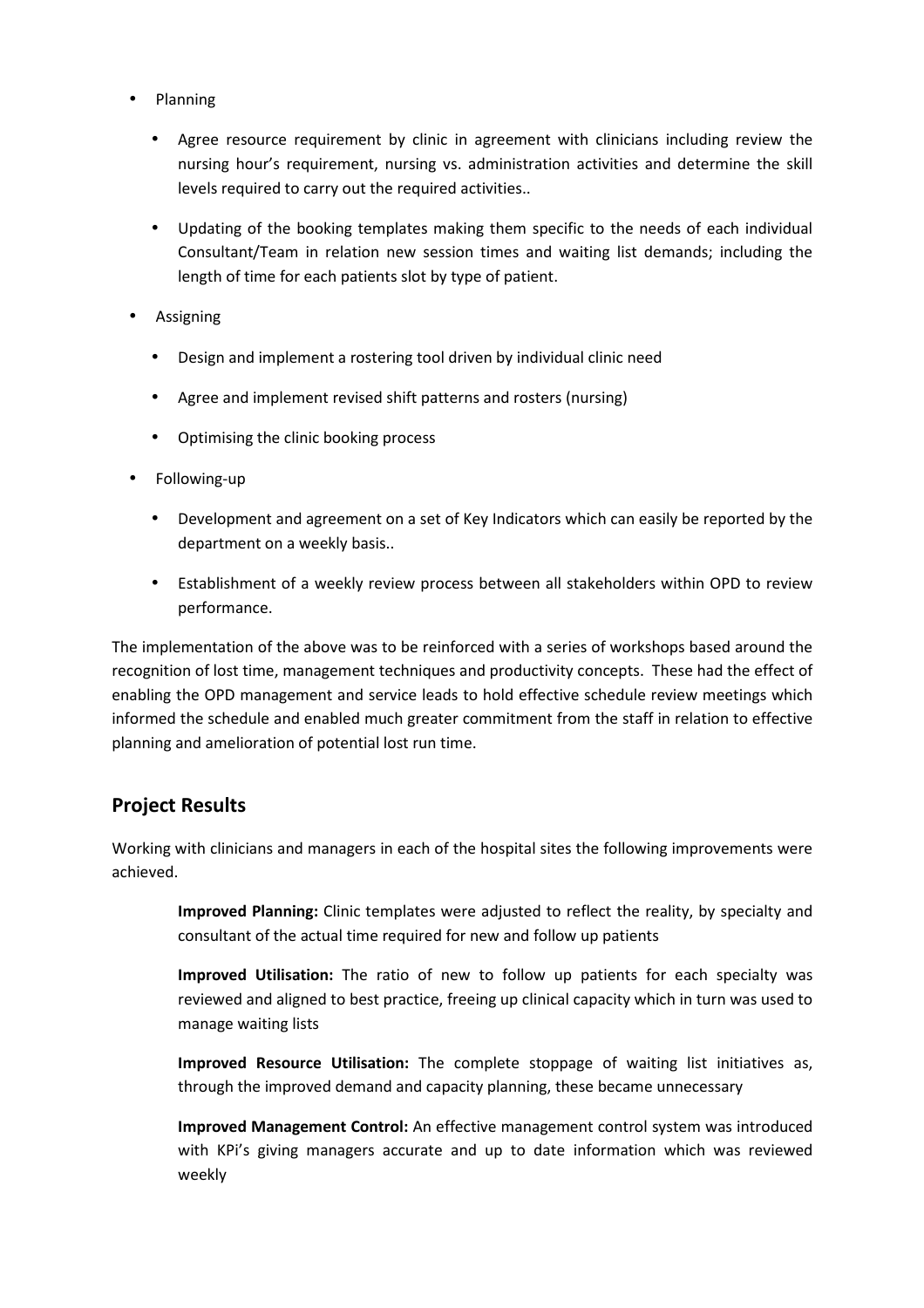- Planning
  - Agree resource requirement by clinic in agreement with clinicians including review the nursing hour's requirement, nursing vs. administration activities and determine the skill levels required to carry out the required activities..
  - Updating of the booking templates making them specific to the needs of each individual Consultant/Team in relation new session times and waiting list demands; including the length of time for each patients slot by type of patient.
- Assigning
  - Design and implement a rostering tool driven by individual clinic need
  - Agree and implement revised shift patterns and rosters (nursing)
  - Optimising the clinic booking process
- Following-up
  - Development and agreement on a set of Key Indicators which can easily be reported by the department on a weekly basis..
  - Establishment of a weekly review process between all stakeholders within OPD to review performance.

The implementation of the above was to be reinforced with a series of workshops based around the recognition of lost time, management techniques and productivity concepts. These had the effect of enabling the OPD management and service leads to hold effective schedule review meetings which informed the schedule and enabled much greater commitment from the staff in relation to effective planning and amelioration of potential lost run time.

## Project Results

Working with clinicians and managers in each of the hospital sites the following improvements were achieved.

**Improved Planning:** Clinic templates were adjusted to reflect the reality, by specialty and consultant of the actual time required for new and follow up patients

**Improved Utilisation:** The ratio of new to follow up patients for each specialty was reviewed and aligned to best practice, freeing up clinical capacity which in turn was used to manage waiting lists

**Improved Resource Utilisation:** The complete stoppage of waiting list initiatives as, through the improved demand and capacity planning, these became unnecessary

**Improved Management Control:** An effective management control system was introduced with KPi's giving managers accurate and up to date information which was reviewed weekly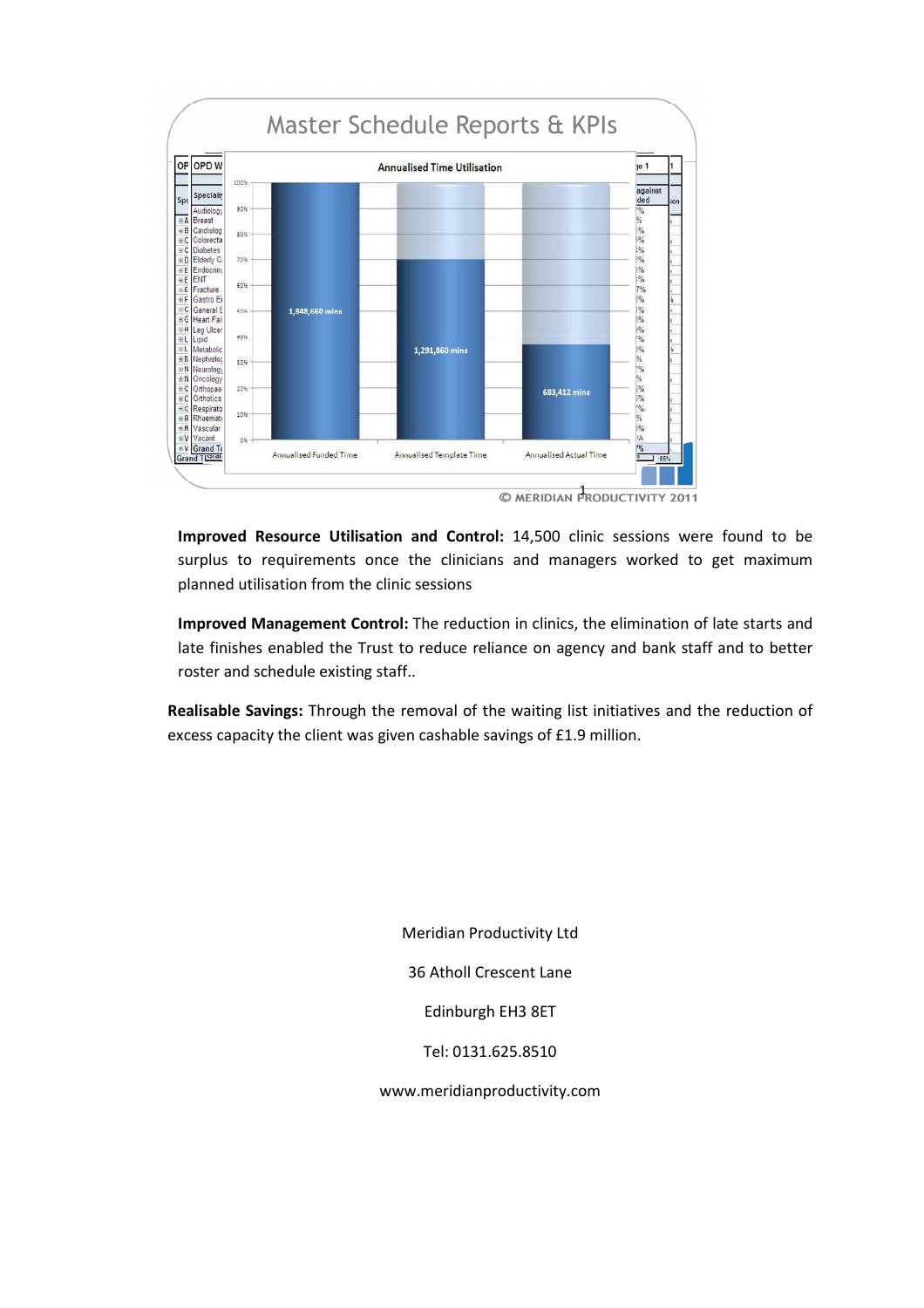Master Schedule Reports & KPIs

Annualised Time Utilisation

100%
90%
80%
70%
60%
50%
40%
30%
20%
10%
0%

1,848,660 mins

1,291,860 mins

683,412 mins

Annualised Funded Time

Annualised Template Time

Annualised Actual Time

© MERIDIAN PRODUCTIVITY 2011

**Improved Resource Utilisation and Control:** 14,500 clinic sessions were found to be surplus to requirements once the clinicians and managers worked to get maximum planned utilisation from the clinic sessions

**Improved Management Control:** The reduction in clinics, the elimination of late starts and late finishes enabled the Trust to reduce reliance on agency and bank staff and to better roster and schedule existing staff..

**Realisable Savings:** Through the removal of the waiting list initiatives and the reduction of excess capacity the client was given cashable savings of £1.9 million.

Meridian Productivity Ltd

36 Atholl Crescent Lane

Edinburgh EH3 8ET

Tel: 0131.625.8510

www.meridianproductivity.com